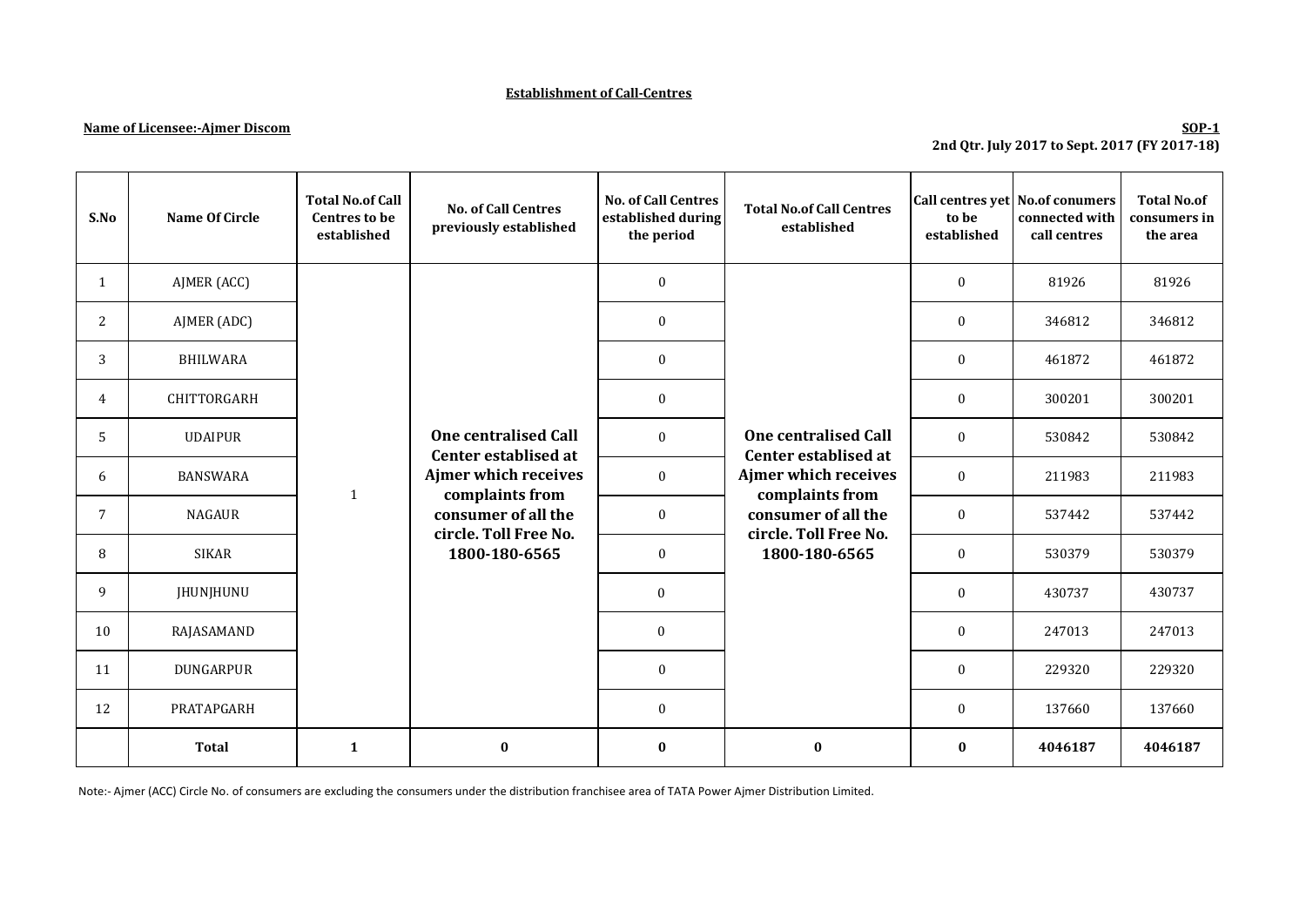## Establishment of Call-Centres

**Name of Licensee:-Ajmer Discom**

**SOP-1**

**2nd Qtr. July 2017 to Sept. 2017 (FY 2017-18)**

| S.No | Name Of Circle | Total No.of Call Centres to be established | No. of Call Centres previously established | No. of Call Centres established during the period | Total No.of Call Centres established | Call centres yet to be established | No.of conumers connected with call centres | Total No.of consumers in the area |
|---|---|---|---|---|---|---|---|---|
| 1 | AJMER (ACC) | 1 | One centralised Call Center establised at Ajmer which receives complaints from consumer of all the circle. Toll Free No. 1800-180-6565 | 0 | One centralised Call Center establised at Ajmer which receives complaints from consumer of all the circle. Toll Free No. 1800-180-6565 | 0 | 81926 | 81926 |
| 2 | AJMER (ADC) | | | 0 | | 0 | 346812 | 346812 |
| 3 | BHILWARA | | | 0 | | 0 | 461872 | 461872 |
| 4 | CHITTORGARH | | | 0 | | 0 | 300201 | 300201 |
| 5 | UDAIPUR | | | 0 | | 0 | 530842 | 530842 |
| 6 | BANSWARA | | | 0 | | 0 | 211983 | 211983 |
| 7 | NAGAUR | | | 0 | | 0 | 537442 | 537442 |
| 8 | SIKAR | | | 0 | | 0 | 530379 | 530379 |
| 9 | JHUNJHUNU | | | 0 | | 0 | 430737 | 430737 |
| 10 | RAJASAMAND | | | 0 | | 0 | 247013 | 247013 |
| 11 | DUNGARPUR | | | 0 | | 0 | 229320 | 229320 |
| 12 | PRATAPGARH | | | 0 | | 0 | 137660 | 137660 |
| | **Total** | **1** | **0** | **0** | **0** | **0** | **4046187** | **4046187** |

Note:- Ajmer (ACC) Circle No. of consumers are excluding the consumers under the distribution franchisee area of TATA Power Ajmer Distribution Limited.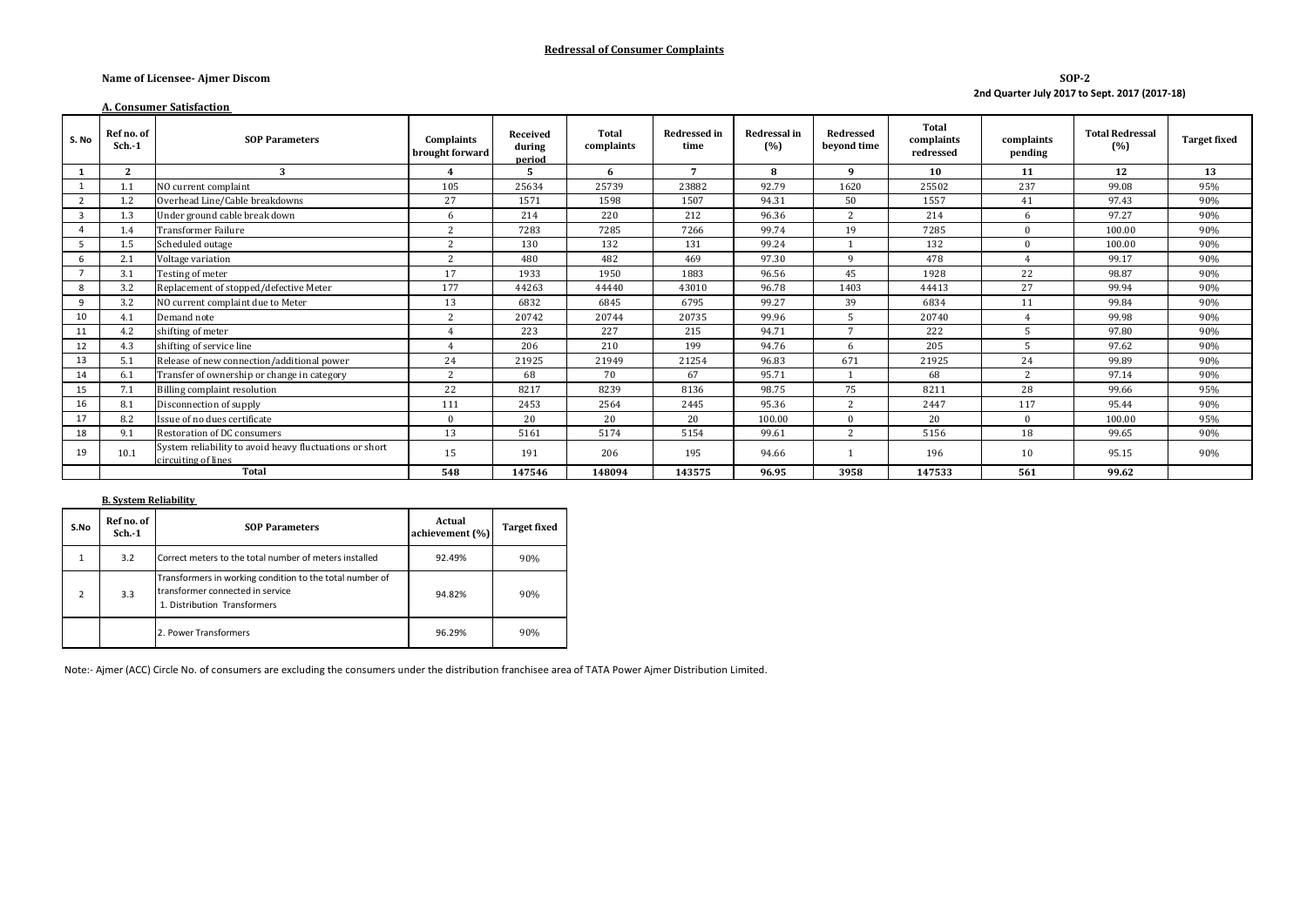## Redressal of Consumer Complaints

**Name of Licensee- Ajmer Discom**

**SOP-2**

**2nd Quarter July 2017 to Sept. 2017 (2017-18)**

### A. Consumer Satisfaction

| S. No | Ref no. of Sch.-1 | SOP Parameters | Complaints brought forward | Received during period | Total complaints | Redressed in time | Redressal in (%) | Redressed beyond time | Total complaints redressed | complaints pending | Total Redressal (%) | Target fixed |
|---|---|---|---|---|---|---|---|---|---|---|---|---|
| 1 | 2 | 3 | 4 | 5 | 6 | 7 | 8 | 9 | 10 | 11 | 12 | 13 |
| 1 | 1.1 | NO current complaint | 105 | 25634 | 25739 | 23882 | 92.79 | 1620 | 25502 | 237 | 99.08 | 95% |
| 2 | 1.2 | Overhead Line/Cable breakdowns | 27 | 1571 | 1598 | 1507 | 94.31 | 50 | 1557 | 41 | 97.43 | 90% |
| 3 | 1.3 | Under ground cable break down | 6 | 214 | 220 | 212 | 96.36 | 2 | 214 | 6 | 97.27 | 90% |
| 4 | 1.4 | Transformer Failure | 2 | 7283 | 7285 | 7266 | 99.74 | 19 | 7285 | 0 | 100.00 | 90% |
| 5 | 1.5 | Scheduled outage | 2 | 130 | 132 | 131 | 99.24 | 1 | 132 | 0 | 100.00 | 90% |
| 6 | 2.1 | Voltage variation | 2 | 480 | 482 | 469 | 97.30 | 9 | 478 | 4 | 99.17 | 90% |
| 7 | 3.1 | Testing of meter | 17 | 1933 | 1950 | 1883 | 96.56 | 45 | 1928 | 22 | 98.87 | 90% |
| 8 | 3.2 | Replacement of stopped/defective Meter | 177 | 44263 | 44440 | 43010 | 96.78 | 1403 | 44413 | 27 | 99.94 | 90% |
| 9 | 3.2 | NO current complaint due to Meter | 13 | 6832 | 6845 | 6795 | 99.27 | 39 | 6834 | 11 | 99.84 | 90% |
| 10 | 4.1 | Demand note | 2 | 20742 | 20744 | 20735 | 99.96 | 5 | 20740 | 4 | 99.98 | 90% |
| 11 | 4.2 | shifting of meter | 4 | 223 | 227 | 215 | 94.71 | 7 | 222 | 5 | 97.80 | 90% |
| 12 | 4.3 | shifting of service line | 4 | 206 | 210 | 199 | 94.76 | 6 | 205 | 5 | 97.62 | 90% |
| 13 | 5.1 | Release of new connection/additional power | 24 | 21925 | 21949 | 21254 | 96.83 | 671 | 21925 | 24 | 99.89 | 90% |
| 14 | 6.1 | Transfer of ownership or change in category | 2 | 68 | 70 | 67 | 95.71 | 1 | 68 | 2 | 97.14 | 90% |
| 15 | 7.1 | Billing complaint resolution | 22 | 8217 | 8239 | 8136 | 98.75 | 75 | 8211 | 28 | 99.66 | 95% |
| 16 | 8.1 | Disconnection of supply | 111 | 2453 | 2564 | 2445 | 95.36 | 2 | 2447 | 117 | 95.44 | 90% |
| 17 | 8.2 | Issue of no dues certificate | 0 | 20 | 20 | 20 | 100.00 | 0 | 20 | 0 | 100.00 | 95% |
| 18 | 9.1 | Restoration of DC consumers | 13 | 5161 | 5174 | 5154 | 99.61 | 2 | 5156 | 18 | 99.65 | 90% |
| 19 | 10.1 | System reliability to avoid heavy fluctuations or short circuiting of lines | 15 | 191 | 206 | 195 | 94.66 | 1 | 196 | 10 | 95.15 | 90% |
| | | **Total** | **548** | **147546** | **148094** | **143575** | **96.95** | **3958** | **147533** | **561** | **99.62** | |

### B. System Reliability

| S.No | Ref no. of Sch.-1 | SOP Parameters | Actual achievement (%) | Target fixed |
|---|---|---|---|---|
| 1 | 3.2 | Correct meters to the total number of meters installed | 92.49% | 90% |
| 2 | 3.3 | Transformers in working condition to the total number of transformer connected in service<br>1. Distribution Transformers | 94.82% | 90% |
| | | 2. Power Transformers | 96.29% | 90% |

Note:- Ajmer (ACC) Circle No. of consumers are excluding the consumers under the distribution franchisee area of TATA Power Ajmer Distribution Limited.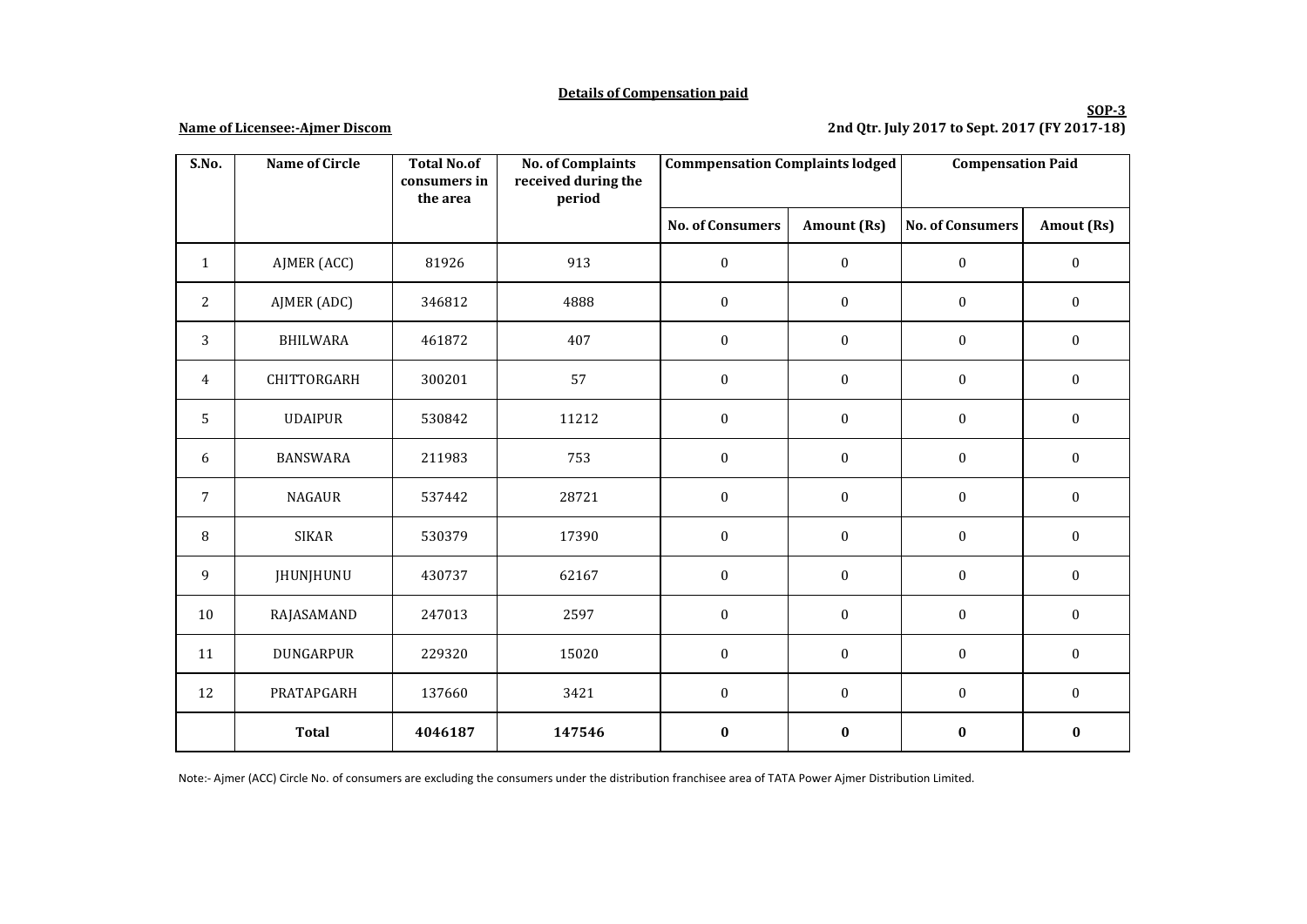**Details of Compensation paid**

**SOP-3**

**Name of Licensee:-Ajmer Discom**

**2nd Qtr. July 2017 to Sept. 2017 (FY 2017-18)**

| S.No. | Name of Circle | Total No.of consumers in the area | No. of Complaints received during the period | Commpensation Complaints lodged | | Compensation Paid | |
|---|---|---|---|---|---|---|---|
| | | | | No. of Consumers | Amount (Rs) | No. of Consumers | Amout (Rs) |
| 1 | AJMER (ACC) | 81926 | 913 | 0 | 0 | 0 | 0 |
| 2 | AJMER (ADC) | 346812 | 4888 | 0 | 0 | 0 | 0 |
| 3 | BHILWARA | 461872 | 407 | 0 | 0 | 0 | 0 |
| 4 | CHITTORGARH | 300201 | 57 | 0 | 0 | 0 | 0 |
| 5 | UDAIPUR | 530842 | 11212 | 0 | 0 | 0 | 0 |
| 6 | BANSWARA | 211983 | 753 | 0 | 0 | 0 | 0 |
| 7 | NAGAUR | 537442 | 28721 | 0 | 0 | 0 | 0 |
| 8 | SIKAR | 530379 | 17390 | 0 | 0 | 0 | 0 |
| 9 | JHUNJHUNU | 430737 | 62167 | 0 | 0 | 0 | 0 |
| 10 | RAJASAMAND | 247013 | 2597 | 0 | 0 | 0 | 0 |
| 11 | DUNGARPUR | 229320 | 15020 | 0 | 0 | 0 | 0 |
| 12 | PRATAPGARH | 137660 | 3421 | 0 | 0 | 0 | 0 |
| | **Total** | **4046187** | **147546** | **0** | **0** | **0** | **0** |

Note:- Ajmer (ACC) Circle No. of consumers are excluding the consumers under the distribution franchisee area of TATA Power Ajmer Distribution Limited.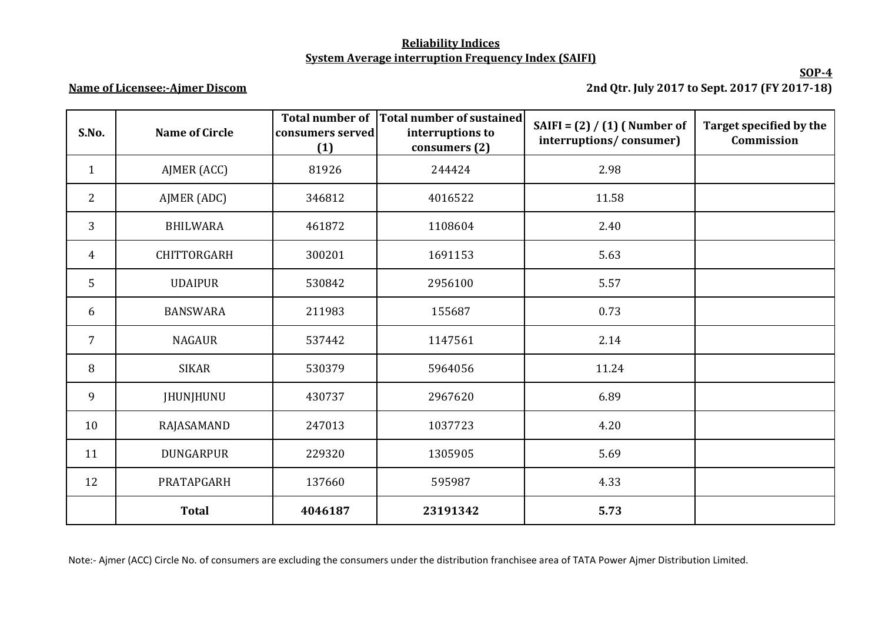**Reliability Indices**

**System Average interruption Frequency Index (SAIFI)**

**SOP-4**

**Name of Licensee:-Ajmer Discom**

**2nd Qtr. July 2017 to Sept. 2017 (FY 2017-18)**

| S.No. | Name of Circle | Total number of consumers served (1) | Total number of sustained interruptions to consumers (2) | SAIFI = (2) / (1) ( Number of interruptions/ consumer) | Target specified by the Commission |
|---|---|---|---|---|---|
| 1 | AJMER (ACC) | 81926 | 244424 | 2.98 | |
| 2 | AJMER (ADC) | 346812 | 4016522 | 11.58 | |
| 3 | BHILWARA | 461872 | 1108604 | 2.40 | |
| 4 | CHITTORGARH | 300201 | 1691153 | 5.63 | |
| 5 | UDAIPUR | 530842 | 2956100 | 5.57 | |
| 6 | BANSWARA | 211983 | 155687 | 0.73 | |
| 7 | NAGAUR | 537442 | 1147561 | 2.14 | |
| 8 | SIKAR | 530379 | 5964056 | 11.24 | |
| 9 | JHUNJHUNU | 430737 | 2967620 | 6.89 | |
| 10 | RAJASAMAND | 247013 | 1037723 | 4.20 | |
| 11 | DUNGARPUR | 229320 | 1305905 | 5.69 | |
| 12 | PRATAPGARH | 137660 | 595987 | 4.33 | |
| | **Total** | **4046187** | **23191342** | **5.73** | |

Note:- Ajmer (ACC) Circle No. of consumers are excluding the consumers under the distribution franchisee area of TATA Power Ajmer Distribution Limited.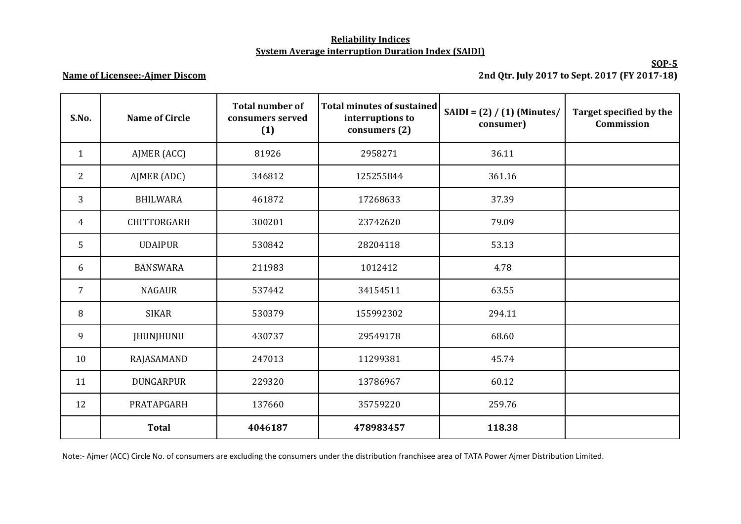**Reliability Indices**

**System Average interruption Duration Index (SAIDI)**

**SOP-5**

**Name of Licensee:-Ajmer Discom**

**2nd Qtr. July 2017 to Sept. 2017 (FY 2017-18)**

| S.No. | Name of Circle | Total number of consumers served (1) | Total minutes of sustained interruptions to consumers (2) | SAIDI = (2) / (1) (Minutes/ consumer) | Target specified by the Commission |
|---|---|---|---|---|---|
| 1 | AJMER (ACC) | 81926 | 2958271 | 36.11 | |
| 2 | AJMER (ADC) | 346812 | 125255844 | 361.16 | |
| 3 | BHILWARA | 461872 | 17268633 | 37.39 | |
| 4 | CHITTORGARH | 300201 | 23742620 | 79.09 | |
| 5 | UDAIPUR | 530842 | 28204118 | 53.13 | |
| 6 | BANSWARA | 211983 | 1012412 | 4.78 | |
| 7 | NAGAUR | 537442 | 34154511 | 63.55 | |
| 8 | SIKAR | 530379 | 155992302 | 294.11 | |
| 9 | JHUNJHUNU | 430737 | 29549178 | 68.60 | |
| 10 | RAJASAMAND | 247013 | 11299381 | 45.74 | |
| 11 | DUNGARPUR | 229320 | 13786967 | 60.12 | |
| 12 | PRATAPGARH | 137660 | 35759220 | 259.76 | |
| | **Total** | **4046187** | **478983457** | **118.38** | |

Note:- Ajmer (ACC) Circle No. of consumers are excluding the consumers under the distribution franchisee area of TATA Power Ajmer Distribution Limited.